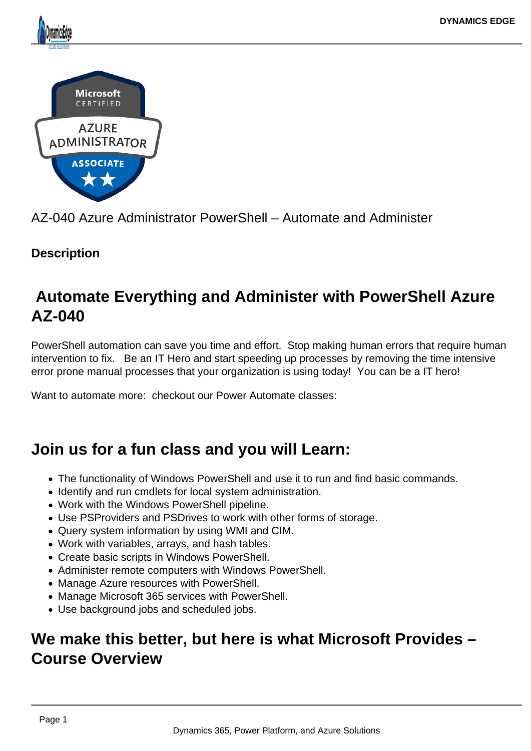AZ-040 Azure Administrator PowerShell – Automate and Administer

**Description**

## Automate Everything and Administer with PowerShell Azure AZ-040

PowerShell automation can save you time and effort. Stop making human errors that require human intervention to fix. Be an IT Hero and start speeding up processes by removing the time intensive error prone manual processes that your organization is using today! You can be a IT hero!

Want to automate more: checkout our Power Automate classes:

## Join us for a fun class and you will Learn:

- The functionality of Windows PowerShell and use it to run and find basic commands.
- Identify and run cmdlets for local system administration.
- Work with the Windows PowerShell pipeline.
- Use PSProviders and PSDrives to work with other forms of storage.
- Query system information by using WMI and CIM.
- Work with variables, arrays, and hash tables.
- Create basic scripts in Windows PowerShell.
- Administer remote computers with Windows PowerShell.
- Manage Azure resources with PowerShell.
- Manage Microsoft 365 services with PowerShell.
- Use background jobs and scheduled jobs.

## We make this better, but here is what Microsoft Provides – Course Overview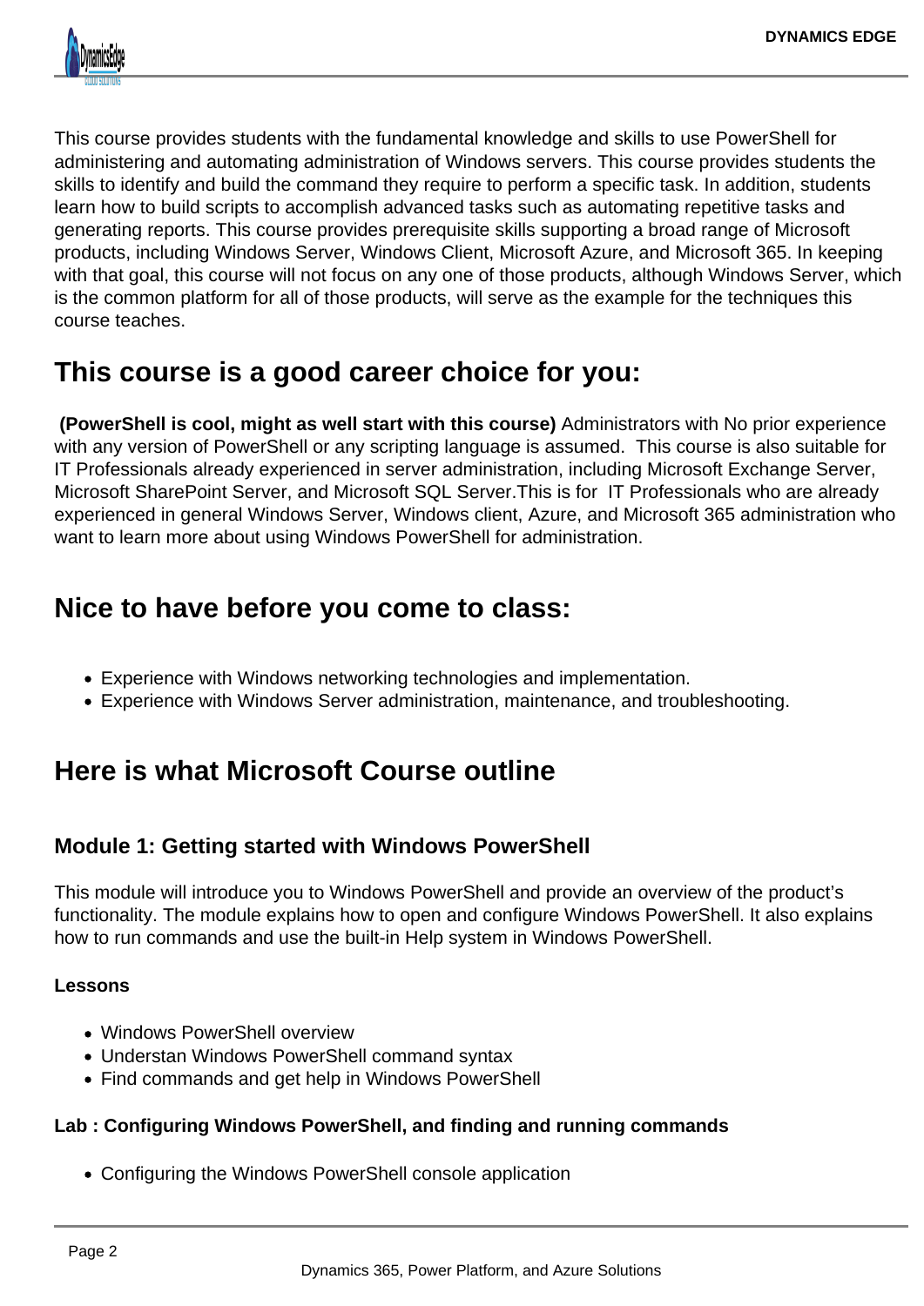This course provides students with the fundamental knowledge and skills to use PowerShell for administering and automating administration of Windows servers. This course provides students the skills to identify and build the command they require to perform a specific task. In addition, students learn how to build scripts to accomplish advanced tasks such as automating repetitive tasks and generating reports. This course provides prerequisite skills supporting a broad range of Microsoft products, including Windows Server, Windows Client, Microsoft Azure, and Microsoft 365. In keeping with that goal, this course will not focus on any one of those products, although Windows Server, which is the common platform for all of those products, will serve as the example for the techniques this course teaches.

## This course is a good career choice for you:

**(PowerShell is cool, might as well start with this course)** Administrators with No prior experience with any version of PowerShell or any scripting language is assumed.  This course is also suitable for IT Professionals already experienced in server administration, including Microsoft Exchange Server, Microsoft SharePoint Server, and Microsoft SQL Server.This is for  IT Professionals who are already experienced in general Windows Server, Windows client, Azure, and Microsoft 365 administration who want to learn more about using Windows PowerShell for administration.

## Nice to have before you come to class:

- Experience with Windows networking technologies and implementation.
- Experience with Windows Server administration, maintenance, and troubleshooting.

## Here is what Microsoft Course outline

### Module 1: Getting started with Windows PowerShell

This module will introduce you to Windows PowerShell and provide an overview of the product's functionality. The module explains how to open and configure Windows PowerShell. It also explains how to run commands and use the built-in Help system in Windows PowerShell.

**Lessons**

- Windows PowerShell overview
- Understan Windows PowerShell command syntax
- Find commands and get help in Windows PowerShell

**Lab : Configuring Windows PowerShell, and finding and running commands**

- Configuring the Windows PowerShell console application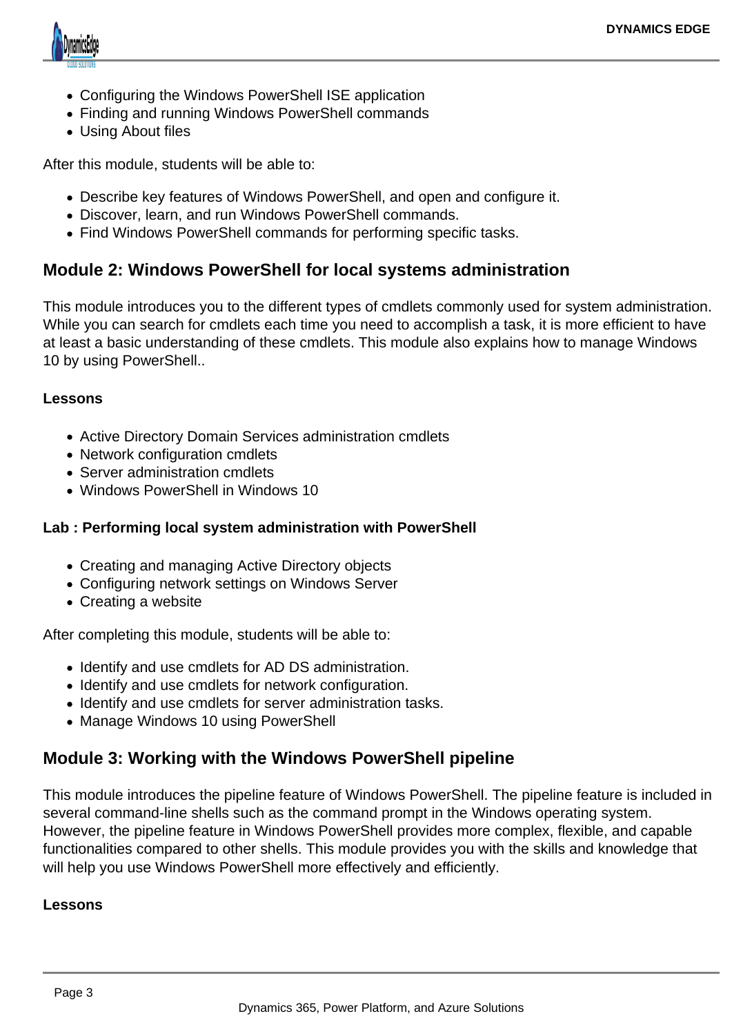- Configuring the Windows PowerShell ISE application
- Finding and running Windows PowerShell commands
- Using About files

After this module, students will be able to:

- Describe key features of Windows PowerShell, and open and configure it.
- Discover, learn, and run Windows PowerShell commands.
- Find Windows PowerShell commands for performing specific tasks.

## Module 2: Windows PowerShell for local systems administration

This module introduces you to the different types of cmdlets commonly used for system administration. While you can search for cmdlets each time you need to accomplish a task, it is more efficient to have at least a basic understanding of these cmdlets. This module also explains how to manage Windows 10 by using PowerShell..

**Lessons**

- Active Directory Domain Services administration cmdlets
- Network configuration cmdlets
- Server administration cmdlets
- Windows PowerShell in Windows 10

**Lab : Performing local system administration with PowerShell**

- Creating and managing Active Directory objects
- Configuring network settings on Windows Server
- Creating a website

After completing this module, students will be able to:

- Identify and use cmdlets for AD DS administration.
- Identify and use cmdlets for network configuration.
- Identify and use cmdlets for server administration tasks.
- Manage Windows 10 using PowerShell

## Module 3: Working with the Windows PowerShell pipeline

This module introduces the pipeline feature of Windows PowerShell. The pipeline feature is included in several command-line shells such as the command prompt in the Windows operating system. However, the pipeline feature in Windows PowerShell provides more complex, flexible, and capable functionalities compared to other shells. This module provides you with the skills and knowledge that will help you use Windows PowerShell more effectively and efficiently.

**Lessons**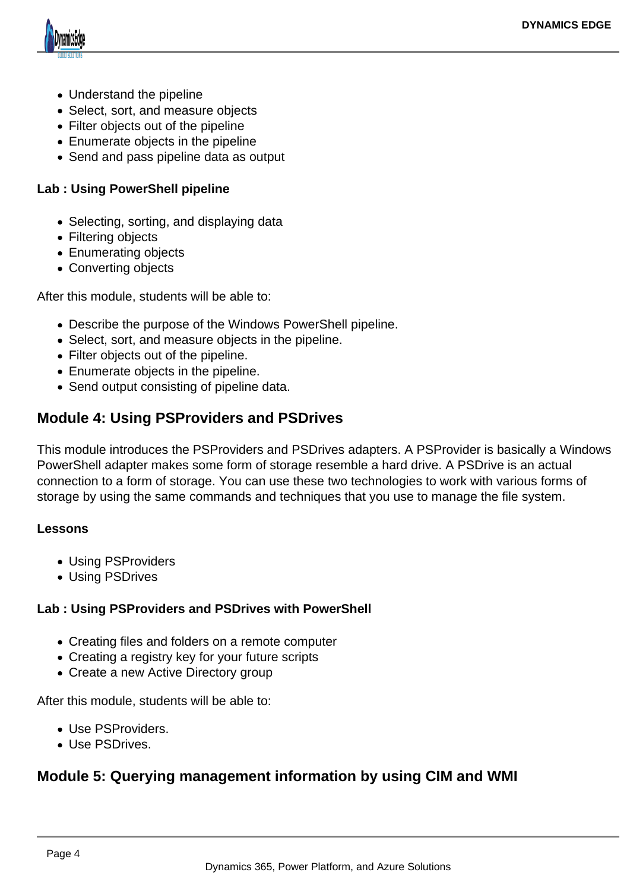- Understand the pipeline
- Select, sort, and measure objects
- Filter objects out of the pipeline
- Enumerate objects in the pipeline
- Send and pass pipeline data as output

**Lab : Using PowerShell pipeline**

- Selecting, sorting, and displaying data
- Filtering objects
- Enumerating objects
- Converting objects

After this module, students will be able to:

- Describe the purpose of the Windows PowerShell pipeline.
- Select, sort, and measure objects in the pipeline.
- Filter objects out of the pipeline.
- Enumerate objects in the pipeline.
- Send output consisting of pipeline data.

## Module 4: Using PSProviders and PSDrives

This module introduces the PSProviders and PSDrives adapters. A PSProvider is basically a Windows PowerShell adapter makes some form of storage resemble a hard drive. A PSDrive is an actual connection to a form of storage. You can use these two technologies to work with various forms of storage by using the same commands and techniques that you use to manage the file system.

**Lessons**

- Using PSProviders
- Using PSDrives

**Lab : Using PSProviders and PSDrives with PowerShell**

- Creating files and folders on a remote computer
- Creating a registry key for your future scripts
- Create a new Active Directory group

After this module, students will be able to:

- Use PSProviders.
- Use PSDrives.

## Module 5: Querying management information by using CIM and WMI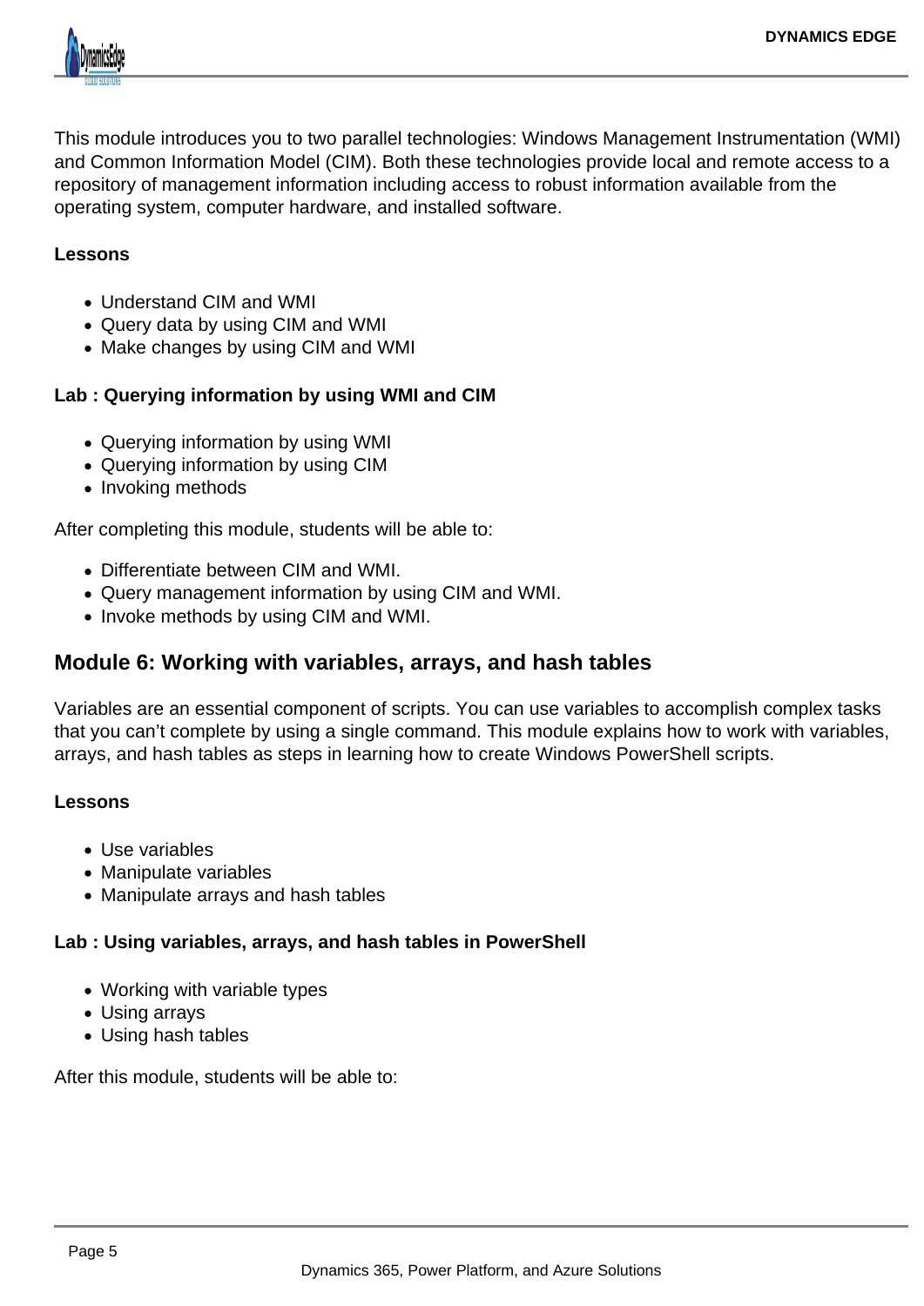This module introduces you to two parallel technologies: Windows Management Instrumentation (WMI) and Common Information Model (CIM). Both these technologies provide local and remote access to a repository of management information including access to robust information available from the operating system, computer hardware, and installed software.

**Lessons**

- Understand CIM and WMI
- Query data by using CIM and WMI
- Make changes by using CIM and WMI

**Lab : Querying information by using WMI and CIM**

- Querying information by using WMI
- Querying information by using CIM
- Invoking methods

After completing this module, students will be able to:

- Differentiate between CIM and WMI.
- Query management information by using CIM and WMI.
- Invoke methods by using CIM and WMI.

## Module 6: Working with variables, arrays, and hash tables

Variables are an essential component of scripts. You can use variables to accomplish complex tasks that you can't complete by using a single command. This module explains how to work with variables, arrays, and hash tables as steps in learning how to create Windows PowerShell scripts.

**Lessons**

- Use variables
- Manipulate variables
- Manipulate arrays and hash tables

**Lab : Using variables, arrays, and hash tables in PowerShell**

- Working with variable types
- Using arrays
- Using hash tables

After this module, students will be able to: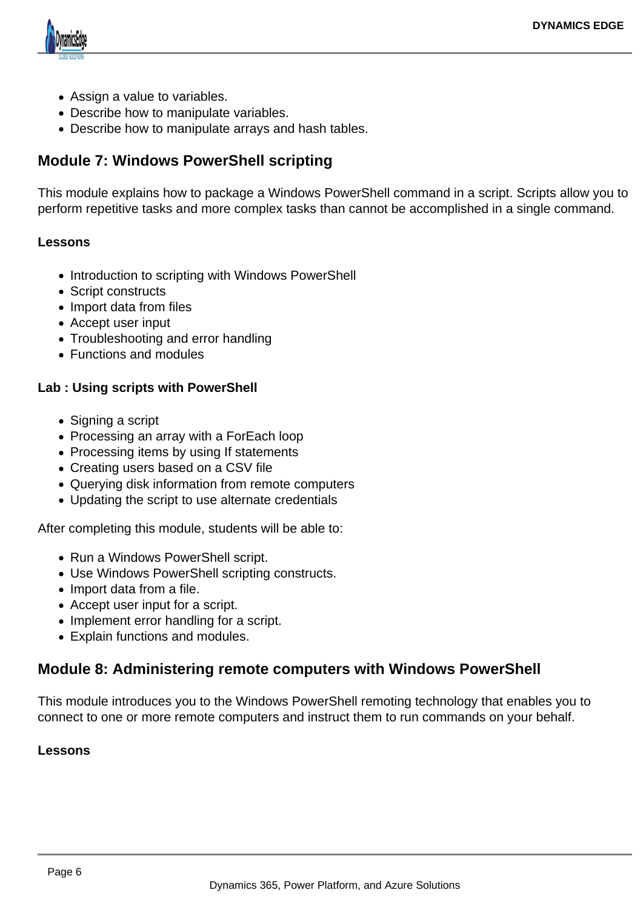- Assign a value to variables.
- Describe how to manipulate variables.
- Describe how to manipulate arrays and hash tables.

## Module 7: Windows PowerShell scripting

This module explains how to package a Windows PowerShell command in a script. Scripts allow you to perform repetitive tasks and more complex tasks than cannot be accomplished in a single command.

**Lessons**

- Introduction to scripting with Windows PowerShell
- Script constructs
- Import data from files
- Accept user input
- Troubleshooting and error handling
- Functions and modules

**Lab : Using scripts with PowerShell**

- Signing a script
- Processing an array with a ForEach loop
- Processing items by using If statements
- Creating users based on a CSV file
- Querying disk information from remote computers
- Updating the script to use alternate credentials

After completing this module, students will be able to:

- Run a Windows PowerShell script.
- Use Windows PowerShell scripting constructs.
- Import data from a file.
- Accept user input for a script.
- Implement error handling for a script.
- Explain functions and modules.

## Module 8: Administering remote computers with Windows PowerShell

This module introduces you to the Windows PowerShell remoting technology that enables you to connect to one or more remote computers and instruct them to run commands on your behalf.

**Lessons**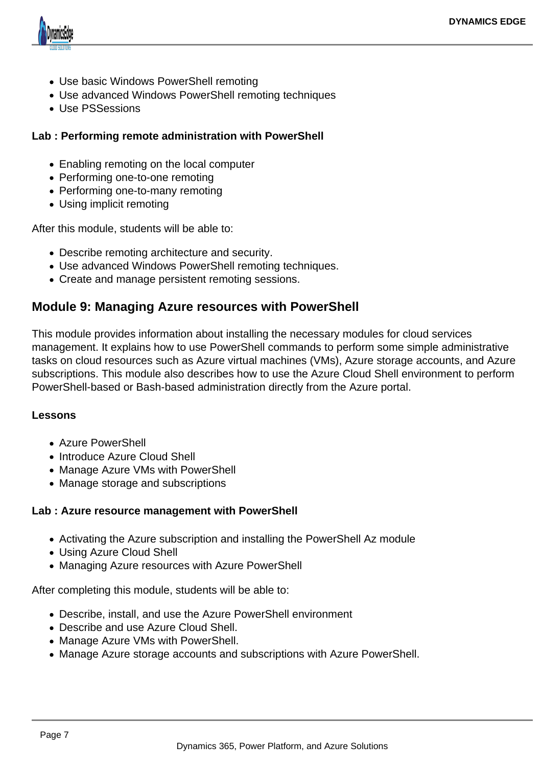- Use basic Windows PowerShell remoting
- Use advanced Windows PowerShell remoting techniques
- Use PSSessions

**Lab : Performing remote administration with PowerShell**

- Enabling remoting on the local computer
- Performing one-to-one remoting
- Performing one-to-many remoting
- Using implicit remoting

After this module, students will be able to:

- Describe remoting architecture and security.
- Use advanced Windows PowerShell remoting techniques.
- Create and manage persistent remoting sessions.

## Module 9: Managing Azure resources with PowerShell

This module provides information about installing the necessary modules for cloud services management. It explains how to use PowerShell commands to perform some simple administrative tasks on cloud resources such as Azure virtual machines (VMs), Azure storage accounts, and Azure subscriptions. This module also describes how to use the Azure Cloud Shell environment to perform PowerShell-based or Bash-based administration directly from the Azure portal.

**Lessons**

- Azure PowerShell
- Introduce Azure Cloud Shell
- Manage Azure VMs with PowerShell
- Manage storage and subscriptions

**Lab : Azure resource management with PowerShell**

- Activating the Azure subscription and installing the PowerShell Az module
- Using Azure Cloud Shell
- Managing Azure resources with Azure PowerShell

After completing this module, students will be able to:

- Describe, install, and use the Azure PowerShell environment
- Describe and use Azure Cloud Shell.
- Manage Azure VMs with PowerShell.
- Manage Azure storage accounts and subscriptions with Azure PowerShell.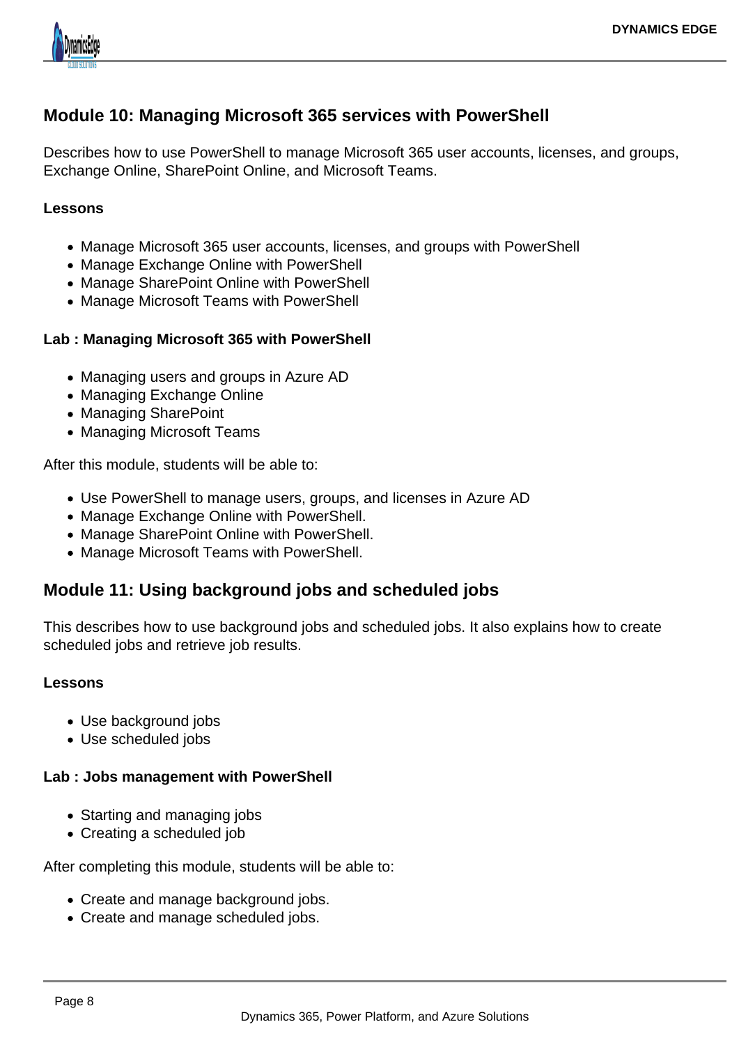## Module 10: Managing Microsoft 365 services with PowerShell

Describes how to use PowerShell to manage Microsoft 365 user accounts, licenses, and groups, Exchange Online, SharePoint Online, and Microsoft Teams.

**Lessons**

- Manage Microsoft 365 user accounts, licenses, and groups with PowerShell
- Manage Exchange Online with PowerShell
- Manage SharePoint Online with PowerShell
- Manage Microsoft Teams with PowerShell

**Lab : Managing Microsoft 365 with PowerShell**

- Managing users and groups in Azure AD
- Managing Exchange Online
- Managing SharePoint
- Managing Microsoft Teams

After this module, students will be able to:

- Use PowerShell to manage users, groups, and licenses in Azure AD
- Manage Exchange Online with PowerShell.
- Manage SharePoint Online with PowerShell.
- Manage Microsoft Teams with PowerShell.

## Module 11: Using background jobs and scheduled jobs

This describes how to use background jobs and scheduled jobs. It also explains how to create scheduled jobs and retrieve job results.

**Lessons**

- Use background jobs
- Use scheduled jobs

**Lab : Jobs management with PowerShell**

- Starting and managing jobs
- Creating a scheduled job

After completing this module, students will be able to:

- Create and manage background jobs.
- Create and manage scheduled jobs.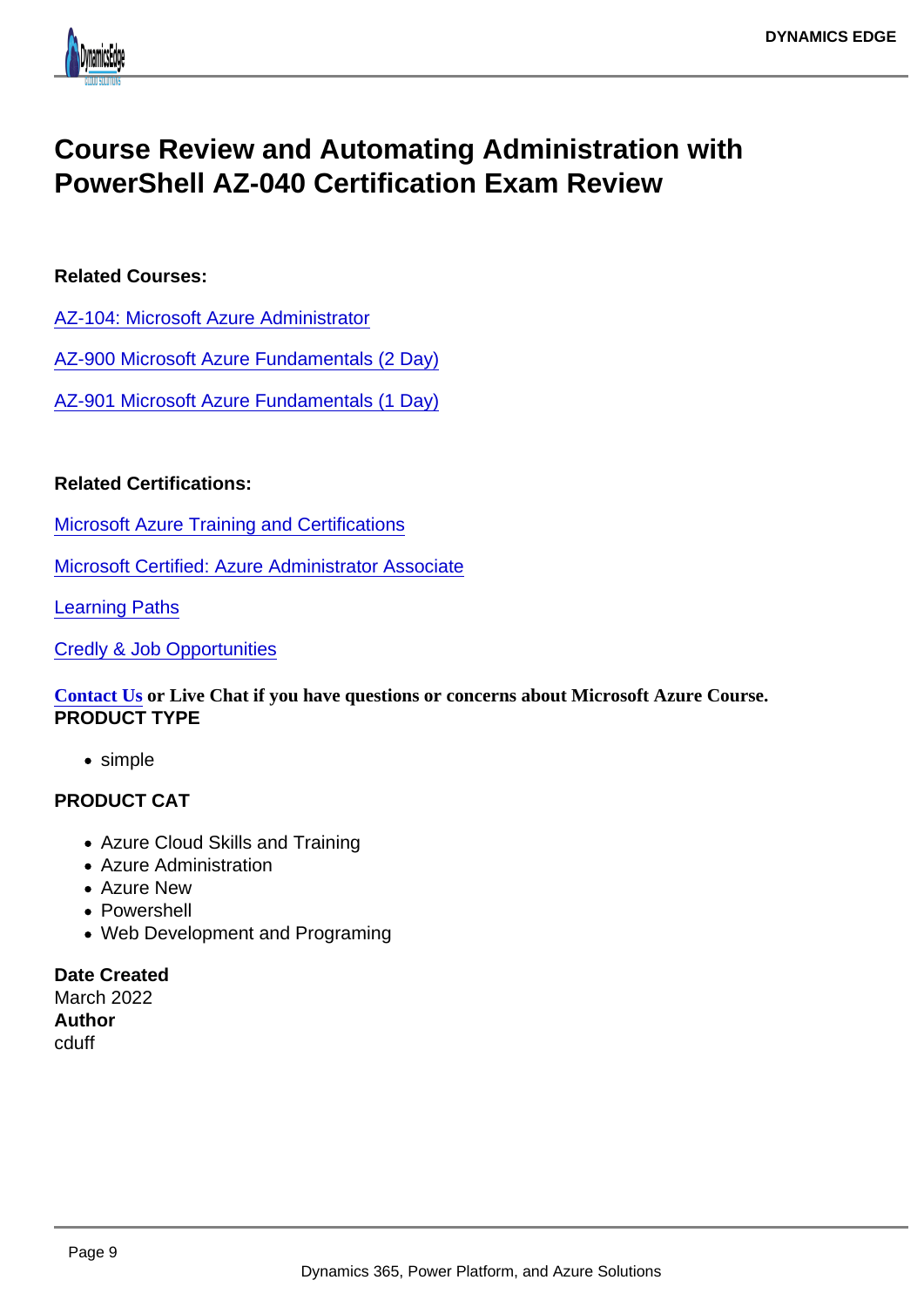# Course Review and Automating Administration with PowerShell AZ-040 Certification Exam Review

**Related Courses:**

AZ-104: Microsoft Azure Administrator

AZ-900 Microsoft Azure Fundamentals (2 Day)

AZ-901 Microsoft Azure Fundamentals (1 Day)

**Related Certifications:**

Microsoft Azure Training and Certifications

Microsoft Certified: Azure Administrator Associate

Learning Paths

Credly & Job Opportunities

**Contact Us or Live Chat if you have questions or concerns about Microsoft Azure Course.**

**PRODUCT TYPE**

- simple

**PRODUCT CAT**

- Azure Cloud Skills and Training
- Azure Administration
- Azure New
- Powershell
- Web Development and Programing

**Date Created**
March 2022
**Author**
cduff